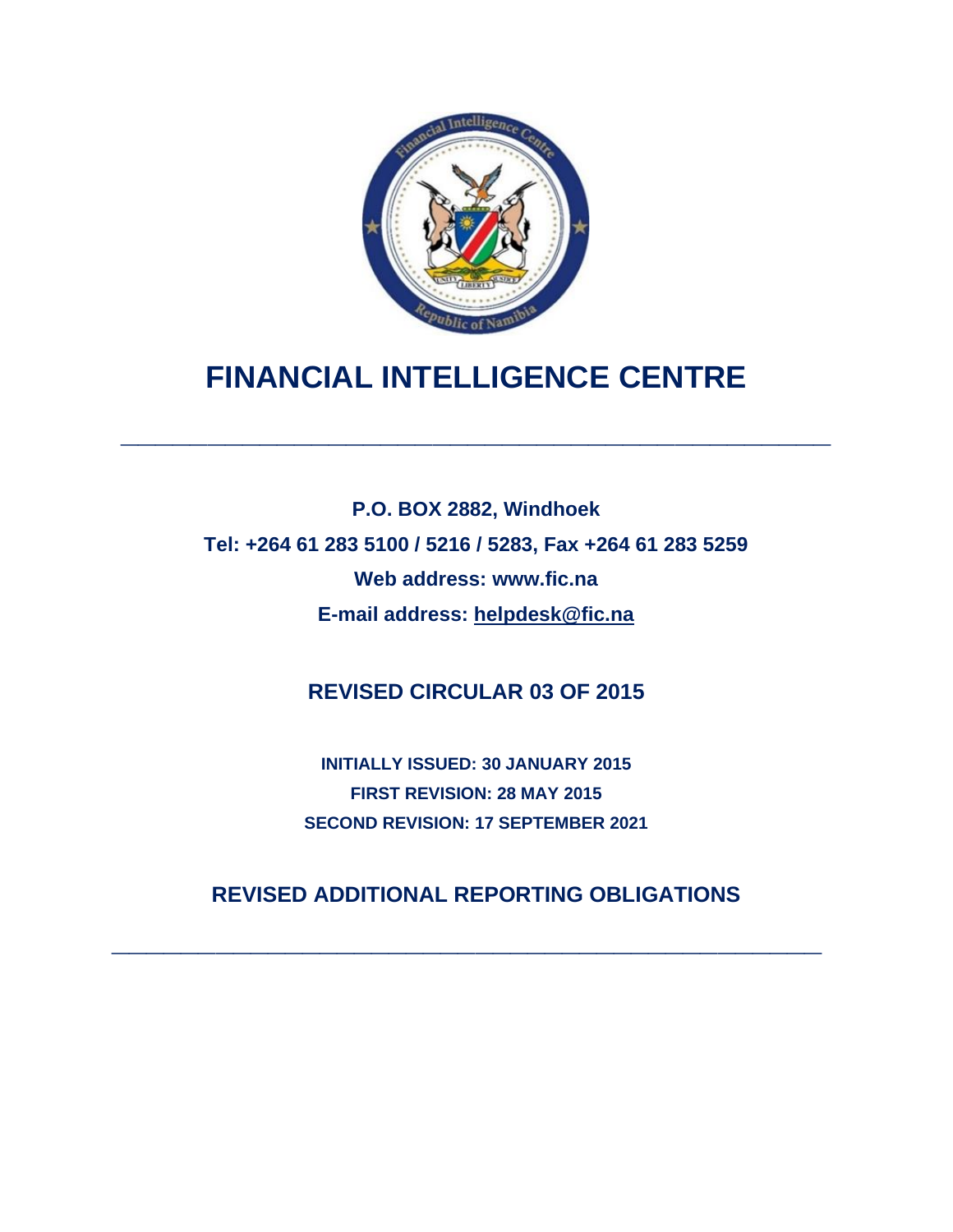# FINANCIAL INTELLIGENCE CENTRE

---

**P.O. BOX 2882, Windhoek**

**Tel: +264 61 283 5100 / 5216 / 5283, Fax +264 61 283 5259**

**Web address: www.fic.na**

**E-mail address: helpdesk@fic.na**

## REVISED CIRCULAR 03 OF 2015

**INITIALLY ISSUED: 30 JANUARY 2015**

**FIRST REVISION: 28 MAY 2015**

**SECOND REVISION: 17 SEPTEMBER 2021**

## REVISED ADDITIONAL REPORTING OBLIGATIONS

---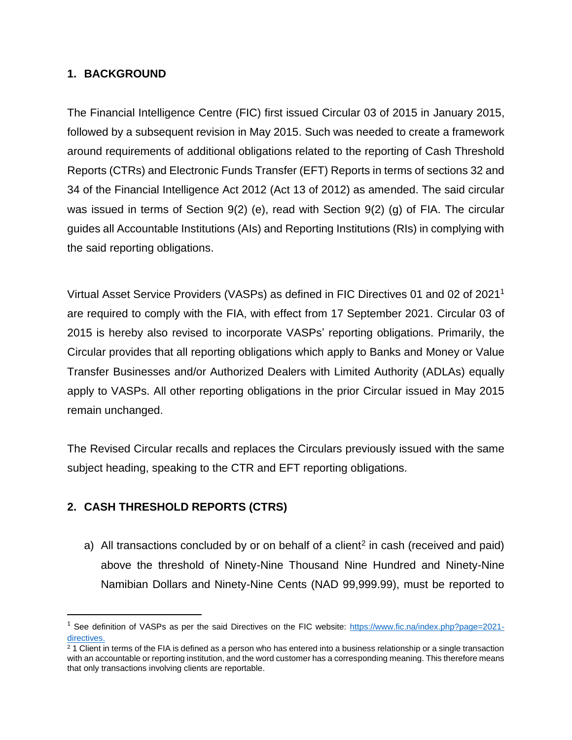## 1. BACKGROUND

The Financial Intelligence Centre (FIC) first issued Circular 03 of 2015 in January 2015, followed by a subsequent revision in May 2015. Such was needed to create a framework around requirements of additional obligations related to the reporting of Cash Threshold Reports (CTRs) and Electronic Funds Transfer (EFT) Reports in terms of sections 32 and 34 of the Financial Intelligence Act 2012 (Act 13 of 2012) as amended. The said circular was issued in terms of Section 9(2) (e), read with Section 9(2) (g) of FIA. The circular guides all Accountable Institutions (AIs) and Reporting Institutions (RIs) in complying with the said reporting obligations.

Virtual Asset Service Providers (VASPs) as defined in FIC Directives 01 and 02 of 2021[1] are required to comply with the FIA, with effect from 17 September 2021. Circular 03 of 2015 is hereby also revised to incorporate VASPs' reporting obligations. Primarily, the Circular provides that all reporting obligations which apply to Banks and Money or Value Transfer Businesses and/or Authorized Dealers with Limited Authority (ADLAs) equally apply to VASPs. All other reporting obligations in the prior Circular issued in May 2015 remain unchanged.

The Revised Circular recalls and replaces the Circulars previously issued with the same subject heading, speaking to the CTR and EFT reporting obligations.

## 2. CASH THRESHOLD REPORTS (CTRS)

a) All transactions concluded by or on behalf of a client[2] in cash (received and paid) above the threshold of Ninety-Nine Thousand Nine Hundred and Ninety-Nine Namibian Dollars and Ninety-Nine Cents (NAD 99,999.99), must be reported to

---

[1] See definition of VASPs as per the said Directives on the FIC website: https://www.fic.na/index.php?page=2021-directives.

[2] 1 Client in terms of the FIA is defined as a person who has entered into a business relationship or a single transaction with an accountable or reporting institution, and the word customer has a corresponding meaning. This therefore means that only transactions involving clients are reportable.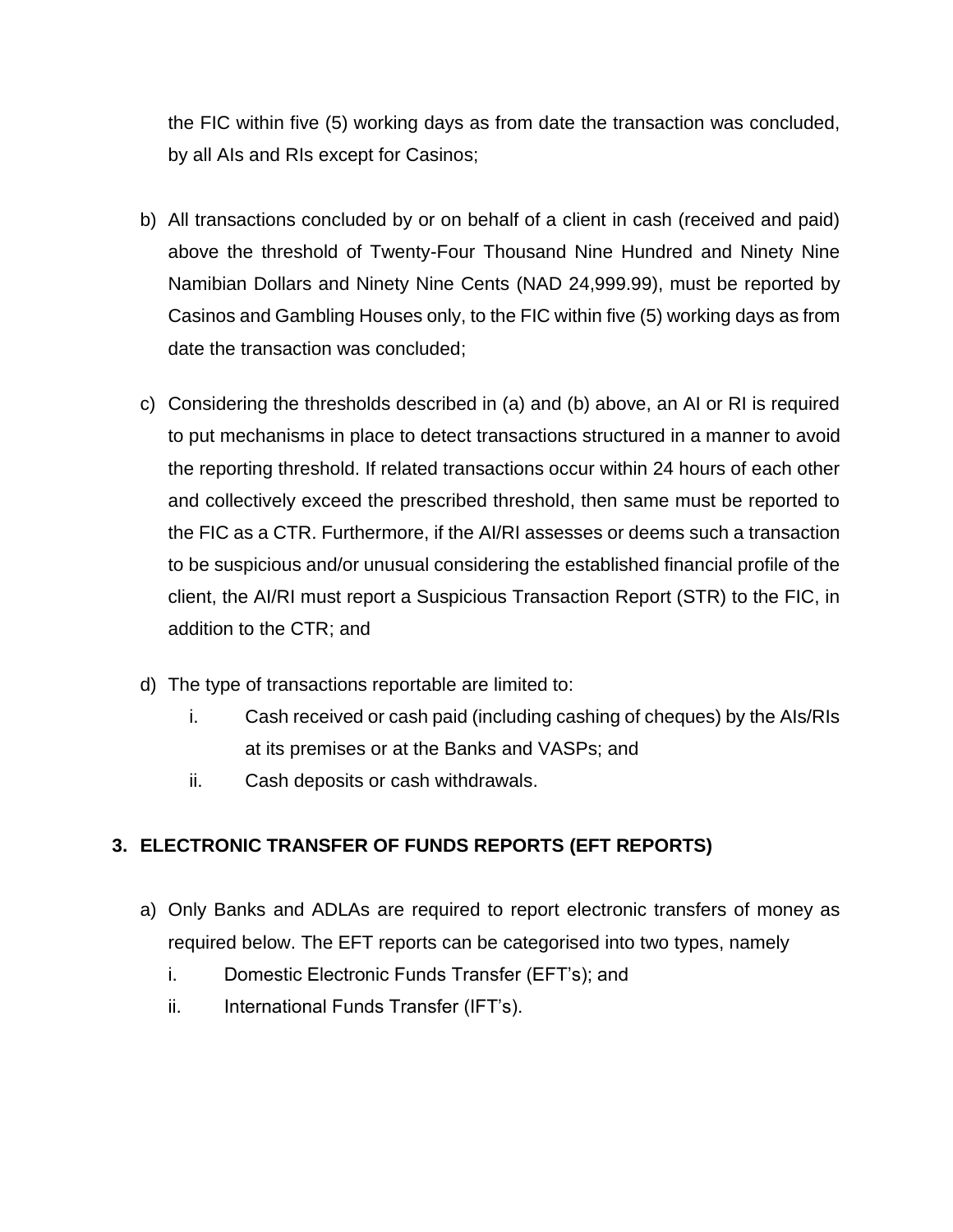the FIC within five (5) working days as from date the transaction was concluded, by all AIs and RIs except for Casinos;

b) All transactions concluded by or on behalf of a client in cash (received and paid) above the threshold of Twenty-Four Thousand Nine Hundred and Ninety Nine Namibian Dollars and Ninety Nine Cents (NAD 24,999.99), must be reported by Casinos and Gambling Houses only, to the FIC within five (5) working days as from date the transaction was concluded;

c) Considering the thresholds described in (a) and (b) above, an AI or RI is required to put mechanisms in place to detect transactions structured in a manner to avoid the reporting threshold. If related transactions occur within 24 hours of each other and collectively exceed the prescribed threshold, then same must be reported to the FIC as a CTR. Furthermore, if the AI/RI assesses or deems such a transaction to be suspicious and/or unusual considering the established financial profile of the client, the AI/RI must report a Suspicious Transaction Report (STR) to the FIC, in addition to the CTR; and

d) The type of transactions reportable are limited to:
   i. Cash received or cash paid (including cashing of cheques) by the AIs/RIs at its premises or at the Banks and VASPs; and
   ii. Cash deposits or cash withdrawals.

## 3. ELECTRONIC TRANSFER OF FUNDS REPORTS (EFT REPORTS)

a) Only Banks and ADLAs are required to report electronic transfers of money as required below. The EFT reports can be categorised into two types, namely
   i. Domestic Electronic Funds Transfer (EFT's); and
   ii. International Funds Transfer (IFT's).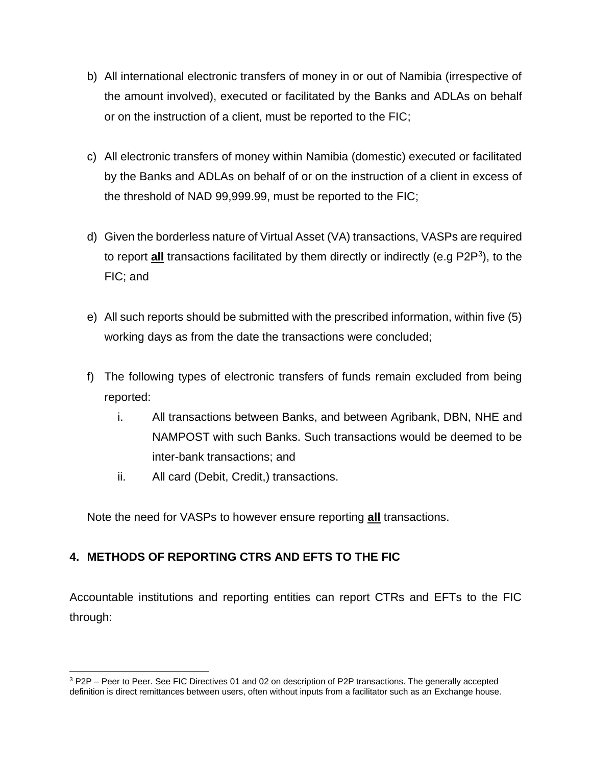b) All international electronic transfers of money in or out of Namibia (irrespective of the amount involved), executed or facilitated by the Banks and ADLAs on behalf or on the instruction of a client, must be reported to the FIC;

c) All electronic transfers of money within Namibia (domestic) executed or facilitated by the Banks and ADLAs on behalf of or on the instruction of a client in excess of the threshold of NAD 99,999.99, must be reported to the FIC;

d) Given the borderless nature of Virtual Asset (VA) transactions, VASPs are required to report **all** transactions facilitated by them directly or indirectly (e.g P2P[3]), to the FIC; and

e) All such reports should be submitted with the prescribed information, within five (5) working days as from the date the transactions were concluded;

f) The following types of electronic transfers of funds remain excluded from being reported:
   i. All transactions between Banks, and between Agribank, DBN, NHE and NAMPOST with such Banks. Such transactions would be deemed to be inter-bank transactions; and
   ii. All card (Debit, Credit,) transactions.

Note the need for VASPs to however ensure reporting **all** transactions.

## 4. METHODS OF REPORTING CTRS AND EFTS TO THE FIC

Accountable institutions and reporting entities can report CTRs and EFTs to the FIC through:

[3] P2P – Peer to Peer. See FIC Directives 01 and 02 on description of P2P transactions. The generally accepted definition is direct remittances between users, often without inputs from a facilitator such as an Exchange house.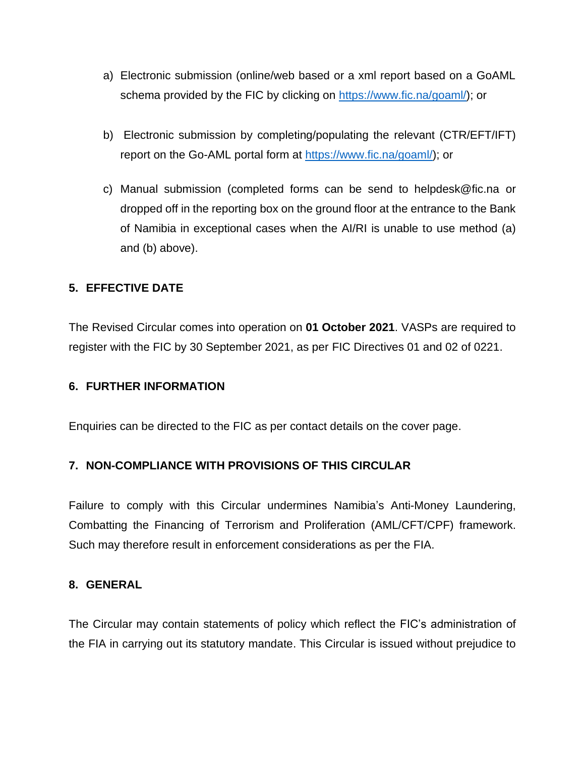a) Electronic submission (online/web based or a xml report based on a GoAML schema provided by the FIC by clicking on https://www.fic.na/goaml/); or

b) Electronic submission by completing/populating the relevant (CTR/EFT/IFT) report on the Go-AML portal form at https://www.fic.na/goaml/); or

c) Manual submission (completed forms can be send to helpdesk@fic.na or dropped off in the reporting box on the ground floor at the entrance to the Bank of Namibia in exceptional cases when the AI/RI is unable to use method (a) and (b) above).

## 5. EFFECTIVE DATE

The Revised Circular comes into operation on **01 October 2021**. VASPs are required to register with the FIC by 30 September 2021, as per FIC Directives 01 and 02 of 0221.

## 6. FURTHER INFORMATION

Enquiries can be directed to the FIC as per contact details on the cover page.

## 7. NON-COMPLIANCE WITH PROVISIONS OF THIS CIRCULAR

Failure to comply with this Circular undermines Namibia's Anti-Money Laundering, Combatting the Financing of Terrorism and Proliferation (AML/CFT/CPF) framework. Such may therefore result in enforcement considerations as per the FIA.

## 8. GENERAL

The Circular may contain statements of policy which reflect the FIC's administration of the FIA in carrying out its statutory mandate. This Circular is issued without prejudice to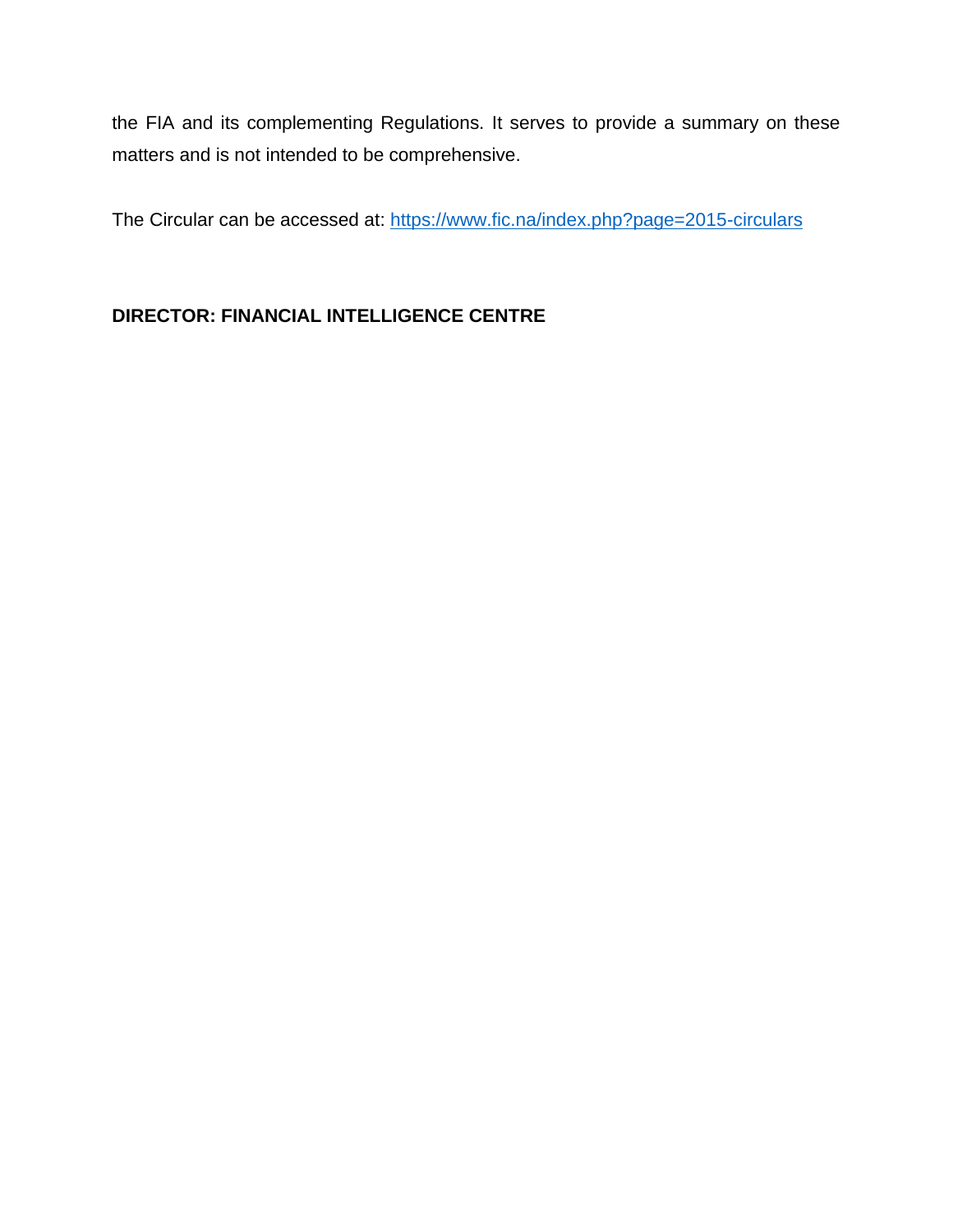the FIA and its complementing Regulations. It serves to provide a summary on these matters and is not intended to be comprehensive.

The Circular can be accessed at: https://www.fic.na/index.php?page=2015-circulars

**DIRECTOR: FINANCIAL INTELLIGENCE CENTRE**